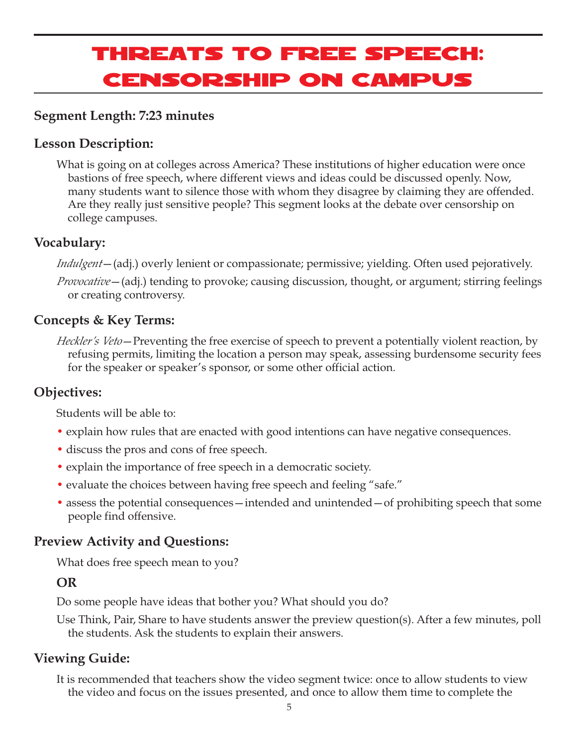# Threats to Free Speech: Censorship on Campus

**Segment Length: 7:23 minutes**

## Lesson Description:

What is going on at colleges across America? These institutions of higher education were once bastions of free speech, where different views and ideas could be discussed openly. Now, many students want to silence those with whom they disagree by claiming they are offended. Are they really just sensitive people? This segment looks at the debate over censorship on college campuses.

## Vocabulary:

*Indulgent*—(adj.) overly lenient or compassionate; permissive; yielding. Often used pejoratively.

*Provocative*—(adj.) tending to provoke; causing discussion, thought, or argument; stirring feelings or creating controversy.

## Concepts & Key Terms:

*Heckler's Veto*—Preventing the free exercise of speech to prevent a potentially violent reaction, by refusing permits, limiting the location a person may speak, assessing burdensome security fees for the speaker or speaker's sponsor, or some other official action.

## Objectives:

Students will be able to:

- explain how rules that are enacted with good intentions can have negative consequences.
- discuss the pros and cons of free speech.
- explain the importance of free speech in a democratic society.
- evaluate the choices between having free speech and feeling "safe."
- assess the potential consequences—intended and unintended—of prohibiting speech that some people find offensive.

## Preview Activity and Questions:

What does free speech mean to you?

**OR**

Do some people have ideas that bother you? What should you do?

Use Think, Pair, Share to have students answer the preview question(s). After a few minutes, poll the students. Ask the students to explain their answers.

## Viewing Guide:

It is recommended that teachers show the video segment twice: once to allow students to view the video and focus on the issues presented, and once to allow them time to complete the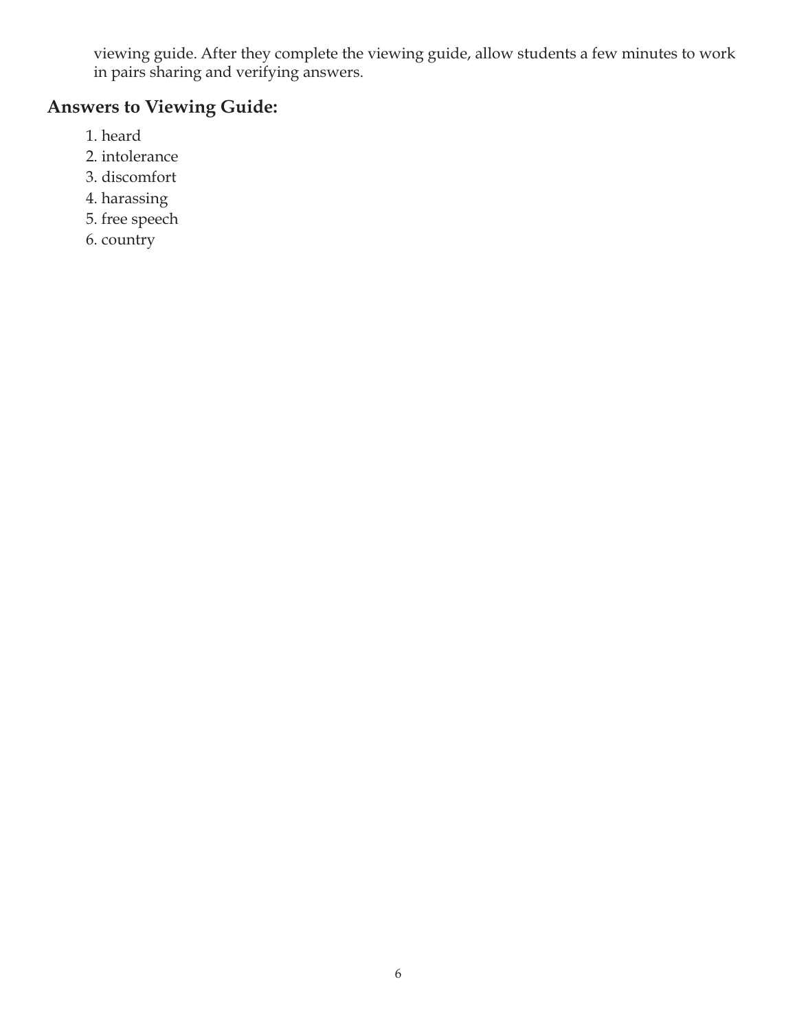viewing guide. After they complete the viewing guide, allow students a few minutes to work in pairs sharing and verifying answers.

## Answers to Viewing Guide:

1. heard
2. intolerance
3. discomfort
4. harassing
5. free speech
6. country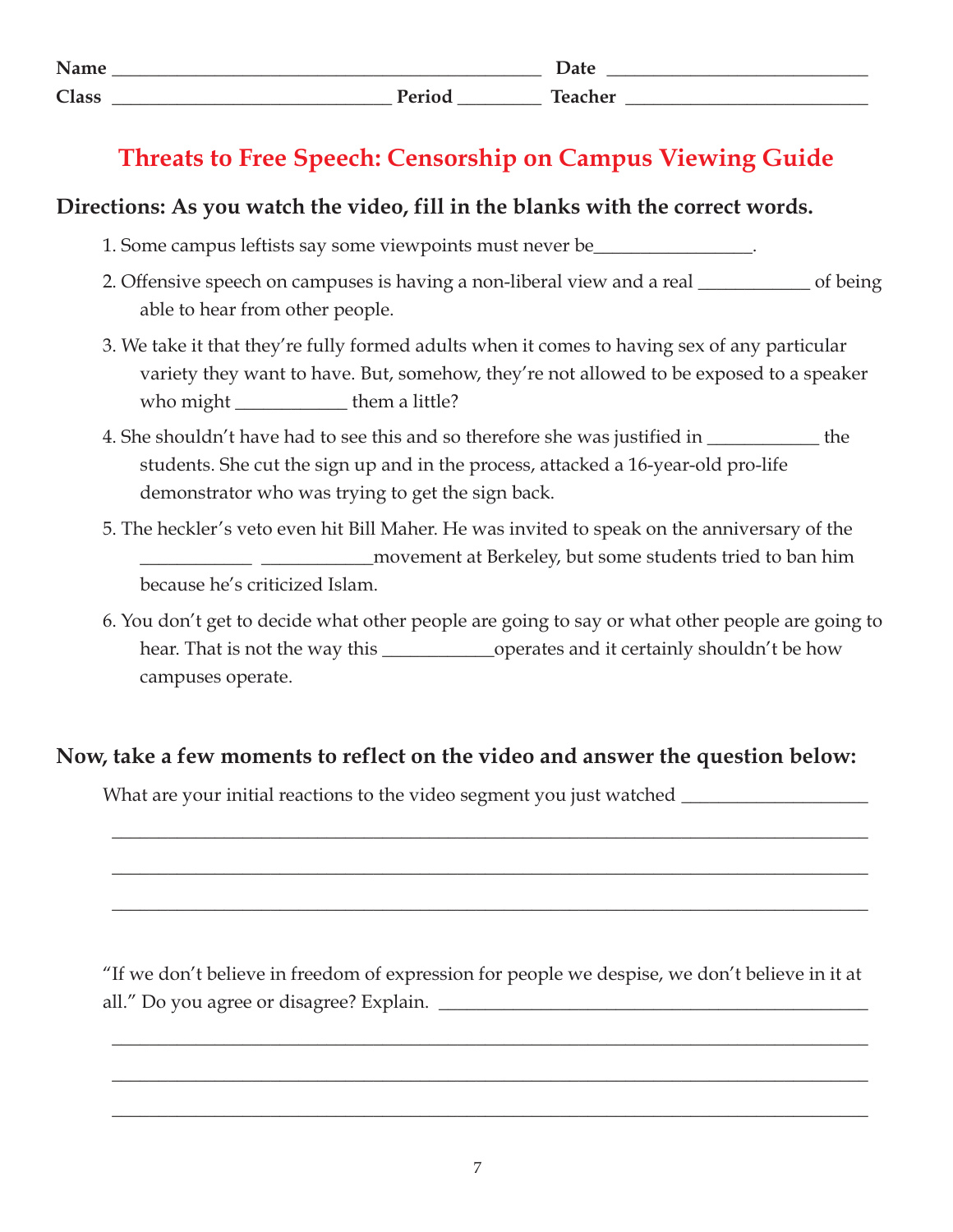Name ______________________________________________ Date ____________________________

Class ______________________________ Period _________ Teacher __________________________

# Threats to Free Speech: Censorship on Campus Viewing Guide

**Directions: As you watch the video, fill in the blanks with the correct words.**

1. Some campus leftists say some viewpoints must never be________________.
2. Offensive speech on campuses is having a non-liberal view and a real ____________ of being able to hear from other people.
3. We take it that they're fully formed adults when it comes to having sex of any particular variety they want to have. But, somehow, they're not allowed to be exposed to a speaker who might ____________ them a little?
4. She shouldn't have had to see this and so therefore she was justified in ____________ the students. She cut the sign up and in the process, attacked a 16-year-old pro-life demonstrator who was trying to get the sign back.
5. The heckler's veto even hit Bill Maher. He was invited to speak on the anniversary of the ____________ ____________movement at Berkeley, but some students tried to ban him because he's criticized Islam.
6. You don't get to decide what other people are going to say or what other people are going to hear. That is not the way this ____________operates and it certainly shouldn't be how campuses operate.

**Now, take a few moments to reflect on the video and answer the question below:**

What are your initial reactions to the video segment you just watched ___________________

_____________________________________________________________________________

_____________________________________________________________________________

_____________________________________________________________________________

"If we don't believe in freedom of expression for people we despise, we don't believe in it at all." Do you agree or disagree? Explain. ______________________________________________

_____________________________________________________________________________

_____________________________________________________________________________

_____________________________________________________________________________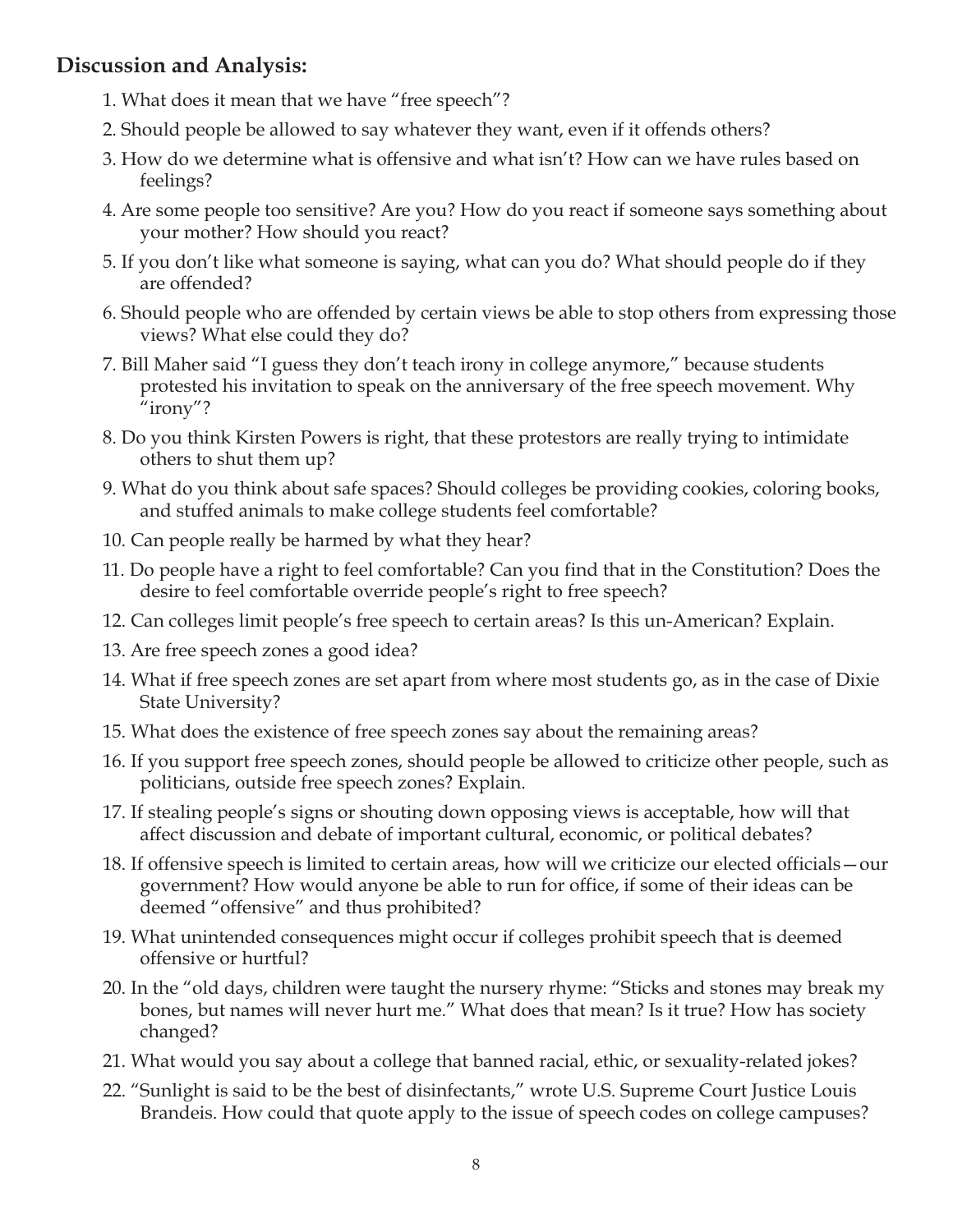## Discussion and Analysis:

1. What does it mean that we have "free speech"?
2. Should people be allowed to say whatever they want, even if it offends others?
3. How do we determine what is offensive and what isn't? How can we have rules based on feelings?
4. Are some people too sensitive? Are you? How do you react if someone says something about your mother? How should you react?
5. If you don't like what someone is saying, what can you do? What should people do if they are offended?
6. Should people who are offended by certain views be able to stop others from expressing those views? What else could they do?
7. Bill Maher said "I guess they don't teach irony in college anymore," because students protested his invitation to speak on the anniversary of the free speech movement. Why "irony"?
8. Do you think Kirsten Powers is right, that these protestors are really trying to intimidate others to shut them up?
9. What do you think about safe spaces? Should colleges be providing cookies, coloring books, and stuffed animals to make college students feel comfortable?
10. Can people really be harmed by what they hear?
11. Do people have a right to feel comfortable? Can you find that in the Constitution? Does the desire to feel comfortable override people's right to free speech?
12. Can colleges limit people's free speech to certain areas? Is this un-American? Explain.
13. Are free speech zones a good idea?
14. What if free speech zones are set apart from where most students go, as in the case of Dixie State University?
15. What does the existence of free speech zones say about the remaining areas?
16. If you support free speech zones, should people be allowed to criticize other people, such as politicians, outside free speech zones? Explain.
17. If stealing people's signs or shouting down opposing views is acceptable, how will that affect discussion and debate of important cultural, economic, or political debates?
18. If offensive speech is limited to certain areas, how will we criticize our elected officials—our government? How would anyone be able to run for office, if some of their ideas can be deemed "offensive" and thus prohibited?
19. What unintended consequences might occur if colleges prohibit speech that is deemed offensive or hurtful?
20. In the "old days, children were taught the nursery rhyme: "Sticks and stones may break my bones, but names will never hurt me." What does that mean? Is it true? How has society changed?
21. What would you say about a college that banned racial, ethic, or sexuality-related jokes?
22. "Sunlight is said to be the best of disinfectants," wrote U.S. Supreme Court Justice Louis Brandeis. How could that quote apply to the issue of speech codes on college campuses?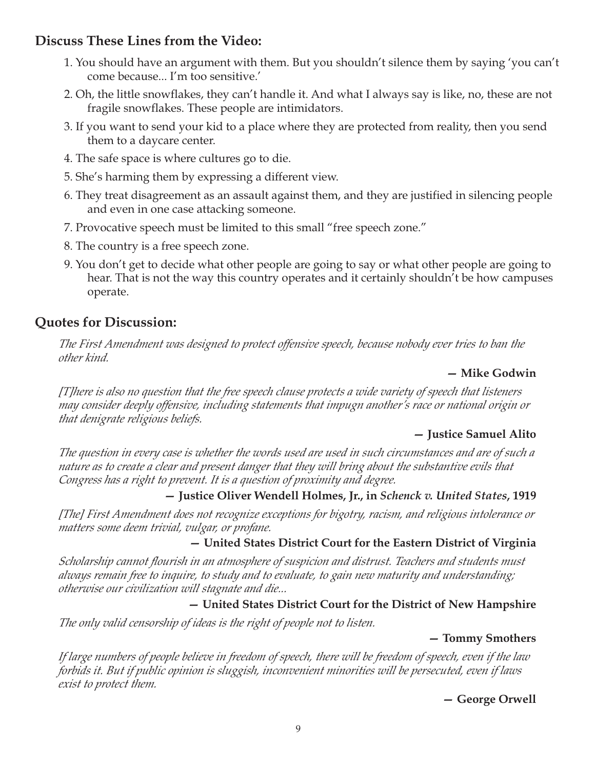## Discuss These Lines from the Video:

1. You should have an argument with them. But you shouldn't silence them by saying 'you can't come because... I'm too sensitive.'
2. Oh, the little snowflakes, they can't handle it. And what I always say is like, no, these are not fragile snowflakes. These people are intimidators.
3. If you want to send your kid to a place where they are protected from reality, then you send them to a daycare center.
4. The safe space is where cultures go to die.
5. She's harming them by expressing a different view.
6. They treat disagreement as an assault against them, and they are justified in silencing people and even in one case attacking someone.
7. Provocative speech must be limited to this small "free speech zone."
8. The country is a free speech zone.
9. You don't get to decide what other people are going to say or what other people are going to hear. That is not the way this country operates and it certainly shouldn't be how campuses operate.

## Quotes for Discussion:

*The First Amendment was designed to protect offensive speech, because nobody ever tries to ban the other kind.*

**— Mike Godwin**

*[T]here is also no question that the free speech clause protects a wide variety of speech that listeners may consider deeply offensive, including statements that impugn another's race or national origin or that denigrate religious beliefs.*

**— Justice Samuel Alito**

*The question in every case is whether the words used are used in such circumstances and are of such a nature as to create a clear and present danger that they will bring about the substantive evils that Congress has a right to prevent. It is a question of proximity and degree.*

**— Justice Oliver Wendell Holmes, Jr., in *Schenck v. United States*, 1919**

*[The] First Amendment does not recognize exceptions for bigotry, racism, and religious intolerance or matters some deem trivial, vulgar, or profane.*

**— United States District Court for the Eastern District of Virginia**

*Scholarship cannot flourish in an atmosphere of suspicion and distrust. Teachers and students must always remain free to inquire, to study and to evaluate, to gain new maturity and understanding; otherwise our civilization will stagnate and die...*

**— United States District Court for the District of New Hampshire**

*The only valid censorship of ideas is the right of people not to listen.*

**— Tommy Smothers**

*If large numbers of people believe in freedom of speech, there will be freedom of speech, even if the law forbids it. But if public opinion is sluggish, inconvenient minorities will be persecuted, even if laws exist to protect them.*

**— George Orwell**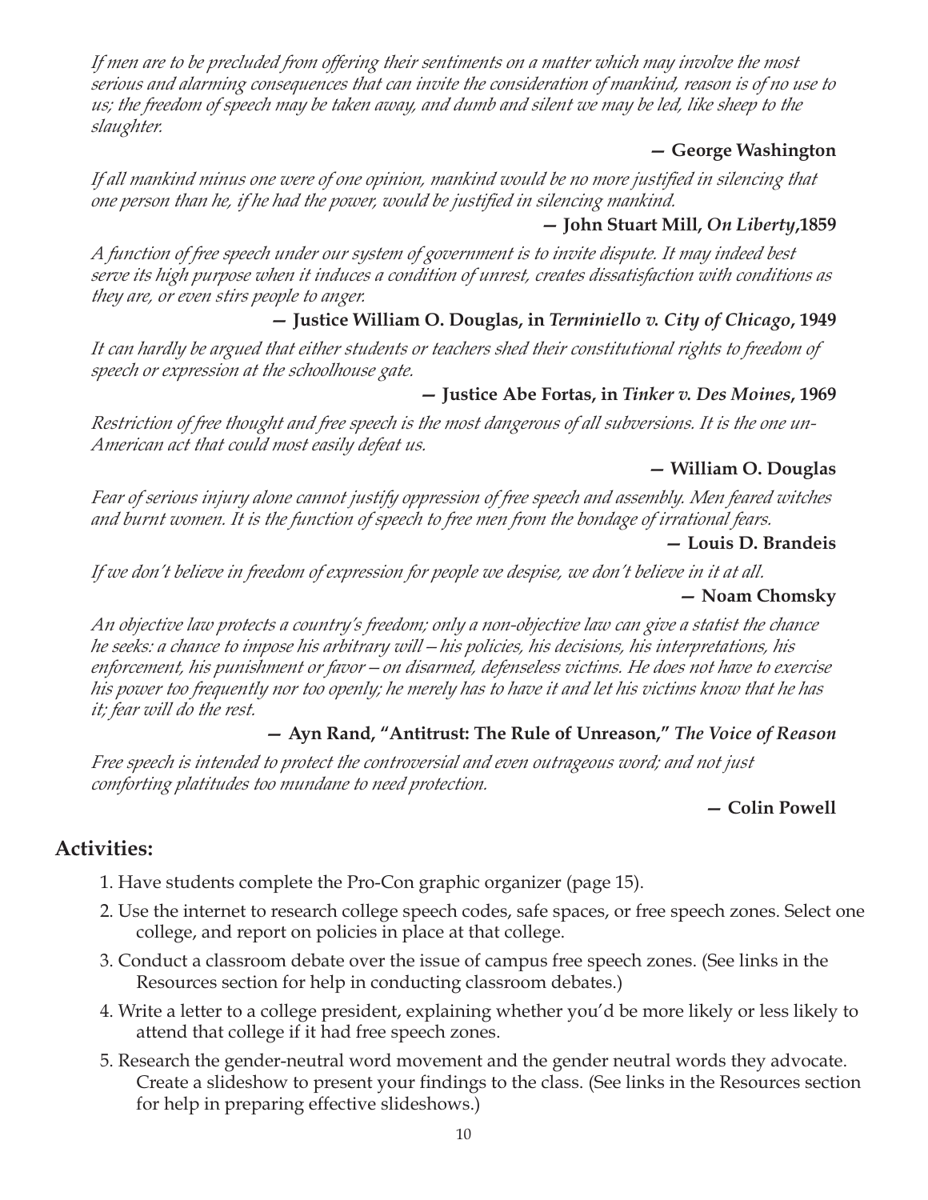*If men are to be precluded from offering their sentiments on a matter which may involve the most serious and alarming consequences that can invite the consideration of mankind, reason is of no use to us; the freedom of speech may be taken away, and dumb and silent we may be led, like sheep to the slaughter.*

**— George Washington**

*If all mankind minus one were of one opinion, mankind would be no more justified in silencing that one person than he, if he had the power, would be justified in silencing mankind.*

**— John Stuart Mill, *On Liberty*,1859**

*A function of free speech under our system of government is to invite dispute. It may indeed best serve its high purpose when it induces a condition of unrest, creates dissatisfaction with conditions as they are, or even stirs people to anger.*

**— Justice William O. Douglas, in *Terminiello v. City of Chicago*, 1949**

*It can hardly be argued that either students or teachers shed their constitutional rights to freedom of speech or expression at the schoolhouse gate.*

**— Justice Abe Fortas, in *Tinker v. Des Moines*, 1969**

*Restriction of free thought and free speech is the most dangerous of all subversions. It is the one un-American act that could most easily defeat us.*

**— William O. Douglas**

*Fear of serious injury alone cannot justify oppression of free speech and assembly. Men feared witches and burnt women. It is the function of speech to free men from the bondage of irrational fears.*

**— Louis D. Brandeis**

*If we don't believe in freedom of expression for people we despise, we don't believe in it at all.*

**— Noam Chomsky**

*An objective law protects a country's freedom; only a non-objective law can give a statist the chance he seeks: a chance to impose his arbitrary will—his policies, his decisions, his interpretations, his enforcement, his punishment or favor—on disarmed, defenseless victims. He does not have to exercise his power too frequently nor too openly; he merely has to have it and let his victims know that he has it; fear will do the rest.*

**— Ayn Rand, "Antitrust: The Rule of Unreason," *The Voice of Reason***

*Free speech is intended to protect the controversial and even outrageous word; and not just comforting platitudes too mundane to need protection.*

**— Colin Powell**

## Activities:

1. Have students complete the Pro-Con graphic organizer (page 15).
2. Use the internet to research college speech codes, safe spaces, or free speech zones. Select one college, and report on policies in place at that college.
3. Conduct a classroom debate over the issue of campus free speech zones. (See links in the Resources section for help in conducting classroom debates.)
4. Write a letter to a college president, explaining whether you'd be more likely or less likely to attend that college if it had free speech zones.
5. Research the gender-neutral word movement and the gender neutral words they advocate. Create a slideshow to present your findings to the class. (See links in the Resources section for help in preparing effective slideshows.)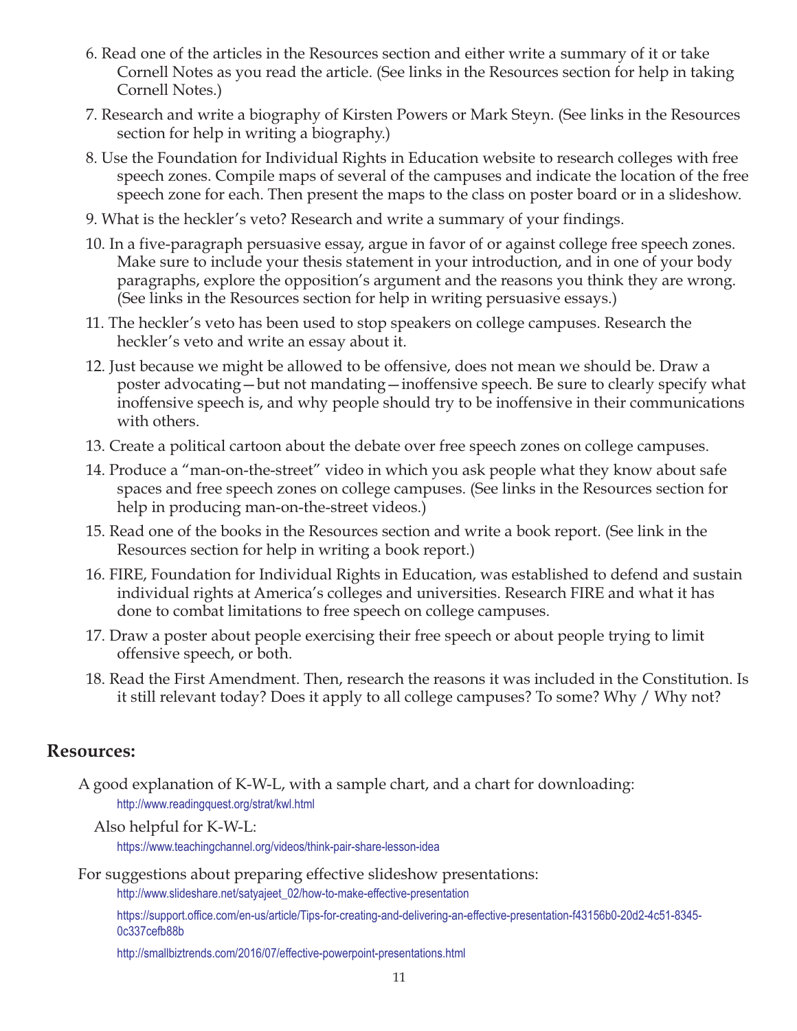6. Read one of the articles in the Resources section and either write a summary of it or take Cornell Notes as you read the article. (See links in the Resources section for help in taking Cornell Notes.)
7. Research and write a biography of Kirsten Powers or Mark Steyn. (See links in the Resources section for help in writing a biography.)
8. Use the Foundation for Individual Rights in Education website to research colleges with free speech zones. Compile maps of several of the campuses and indicate the location of the free speech zone for each. Then present the maps to the class on poster board or in a slideshow.
9. What is the heckler's veto? Research and write a summary of your findings.
10. In a five-paragraph persuasive essay, argue in favor of or against college free speech zones. Make sure to include your thesis statement in your introduction, and in one of your body paragraphs, explore the opposition's argument and the reasons you think they are wrong. (See links in the Resources section for help in writing persuasive essays.)
11. The heckler's veto has been used to stop speakers on college campuses. Research the heckler's veto and write an essay about it.
12. Just because we might be allowed to be offensive, does not mean we should be. Draw a poster advocating—but not mandating—inoffensive speech. Be sure to clearly specify what inoffensive speech is, and why people should try to be inoffensive in their communications with others.
13. Create a political cartoon about the debate over free speech zones on college campuses.
14. Produce a "man-on-the-street" video in which you ask people what they know about safe spaces and free speech zones on college campuses. (See links in the Resources section for help in producing man-on-the-street videos.)
15. Read one of the books in the Resources section and write a book report. (See link in the Resources section for help in writing a book report.)
16. FIRE, Foundation for Individual Rights in Education, was established to defend and sustain individual rights at America's colleges and universities. Research FIRE and what it has done to combat limitations to free speech on college campuses.
17. Draw a poster about people exercising their free speech or about people trying to limit offensive speech, or both.
18. Read the First Amendment. Then, research the reasons it was included in the Constitution. Is it still relevant today? Does it apply to all college campuses? To some? Why / Why not?

## Resources:

A good explanation of K-W-L, with a sample chart, and a chart for downloading:

http://www.readingquest.org/strat/kwl.html

Also helpful for K-W-L:

https://www.teachingchannel.org/videos/think-pair-share-lesson-idea

For suggestions about preparing effective slideshow presentations:

http://www.slideshare.net/satyajeet_02/how-to-make-effective-presentation

https://support.office.com/en-us/article/Tips-for-creating-and-delivering-an-effective-presentation-f43156b0-20d2-4c51-8345-0c337cefb88b

http://smallbiztrends.com/2016/07/effective-powerpoint-presentations.html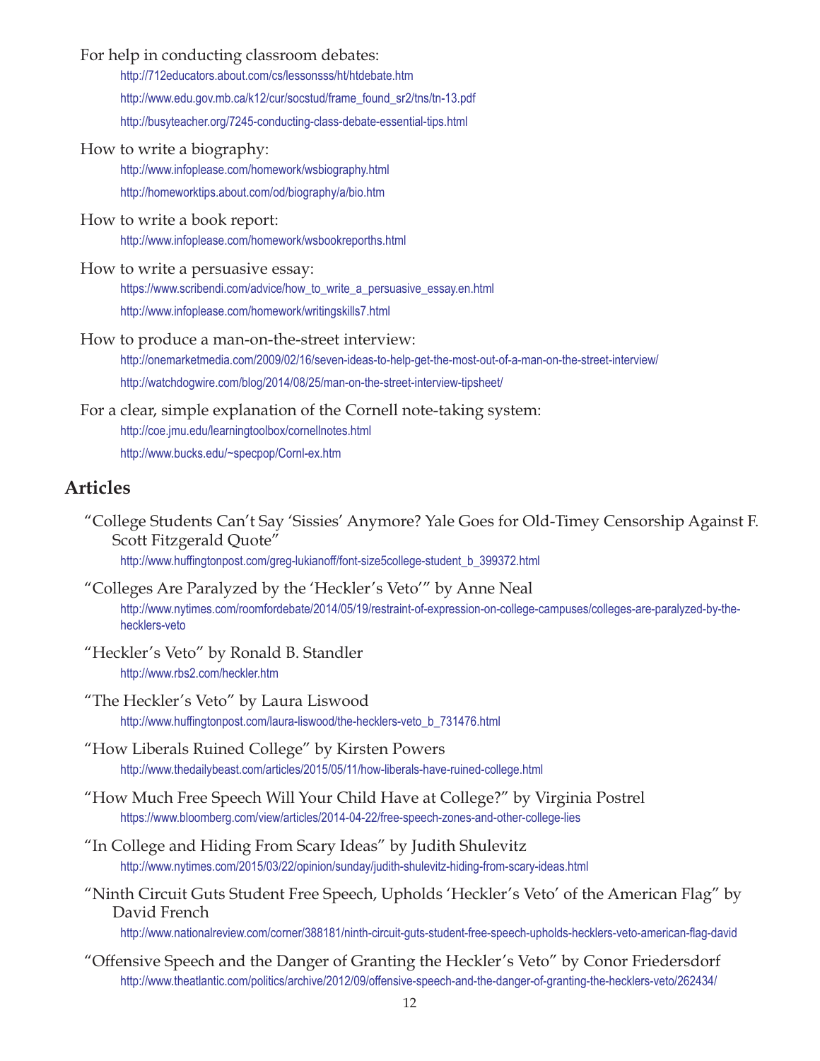For help in conducting classroom debates:

http://712educators.about.com/cs/lessonsss/ht/htdebate.htm

http://www.edu.gov.mb.ca/k12/cur/socstud/frame_found_sr2/tns/tn-13.pdf

http://busyteacher.org/7245-conducting-class-debate-essential-tips.html

How to write a biography:

http://www.infoplease.com/homework/wsbiography.html

http://homeworktips.about.com/od/biography/a/bio.htm

How to write a book report:

http://www.infoplease.com/homework/wsbookreporths.html

How to write a persuasive essay:

https://www.scribendi.com/advice/how_to_write_a_persuasive_essay.en.html

http://www.infoplease.com/homework/writingskills7.html

How to produce a man-on-the-street interview:

http://onemarketmedia.com/2009/02/16/seven-ideas-to-help-get-the-most-out-of-a-man-on-the-street-interview/

http://watchdogwire.com/blog/2014/08/25/man-on-the-street-interview-tipsheet/

For a clear, simple explanation of the Cornell note-taking system:

http://coe.jmu.edu/learningtoolbox/cornellnotes.html

http://www.bucks.edu/~specpop/Cornl-ex.htm

## Articles

"College Students Can't Say 'Sissies' Anymore? Yale Goes for Old-Timey Censorship Against F. Scott Fitzgerald Quote"

http://www.huffingtonpost.com/greg-lukianoff/font-size5college-student_b_399372.html

"Colleges Are Paralyzed by the 'Heckler's Veto'" by Anne Neal

http://www.nytimes.com/roomfordebate/2014/05/19/restraint-of-expression-on-college-campuses/colleges-are-paralyzed-by-the-hecklers-veto

"Heckler's Veto" by Ronald B. Standler

http://www.rbs2.com/heckler.htm

"The Heckler's Veto" by Laura Liswood

http://www.huffingtonpost.com/laura-liswood/the-hecklers-veto_b_731476.html

"How Liberals Ruined College" by Kirsten Powers

http://www.thedailybeast.com/articles/2015/05/11/how-liberals-have-ruined-college.html

"How Much Free Speech Will Your Child Have at College?" by Virginia Postrel

https://www.bloomberg.com/view/articles/2014-04-22/free-speech-zones-and-other-college-lies

"In College and Hiding From Scary Ideas" by Judith Shulevitz

http://www.nytimes.com/2015/03/22/opinion/sunday/judith-shulevitz-hiding-from-scary-ideas.html

"Ninth Circuit Guts Student Free Speech, Upholds 'Heckler's Veto' of the American Flag" by David French

http://www.nationalreview.com/corner/388181/ninth-circuit-guts-student-free-speech-upholds-hecklers-veto-american-flag-david

"Offensive Speech and the Danger of Granting the Heckler's Veto" by Conor Friedersdorf

http://www.theatlantic.com/politics/archive/2012/09/offensive-speech-and-the-danger-of-granting-the-hecklers-veto/262434/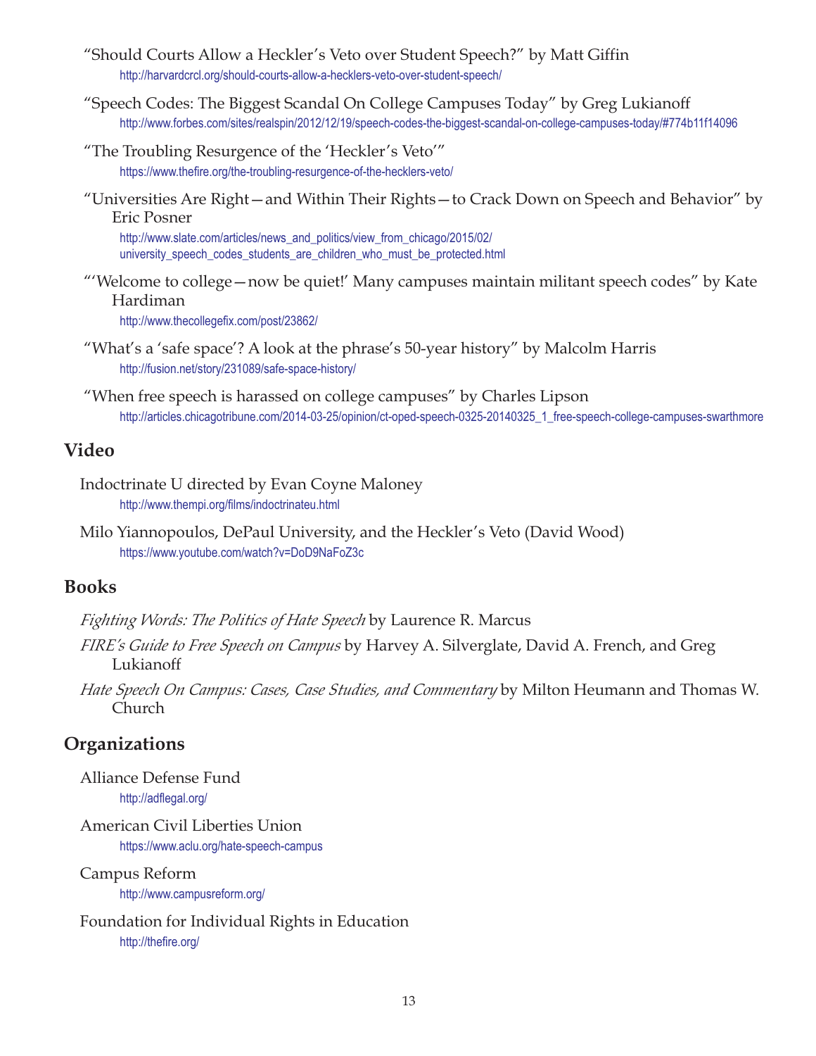"Should Courts Allow a Heckler's Veto over Student Speech?" by Matt Giffin
http://harvardcrcl.org/should-courts-allow-a-hecklers-veto-over-student-speech/

"Speech Codes: The Biggest Scandal On College Campuses Today" by Greg Lukianoff
http://www.forbes.com/sites/realspin/2012/12/19/speech-codes-the-biggest-scandal-on-college-campuses-today/#774b11f14096

"The Troubling Resurgence of the 'Heckler's Veto'"
https://www.thefire.org/the-troubling-resurgence-of-the-hecklers-veto/

"Universities Are Right—and Within Their Rights—to Crack Down on Speech and Behavior" by Eric Posner
http://www.slate.com/articles/news_and_politics/view_from_chicago/2015/02/university_speech_codes_students_are_children_who_must_be_protected.html

"'Welcome to college—now be quiet!' Many campuses maintain militant speech codes" by Kate Hardiman
http://www.thecollegefix.com/post/23862/

"What's a 'safe space'? A look at the phrase's 50-year history" by Malcolm Harris
http://fusion.net/story/231089/safe-space-history/

"When free speech is harassed on college campuses" by Charles Lipson
http://articles.chicagotribune.com/2014-03-25/opinion/ct-oped-speech-0325-20140325_1_free-speech-college-campuses-swarthmore

## Video

Indoctrinate U directed by Evan Coyne Maloney
http://www.thempi.org/films/indoctrinateu.html

Milo Yiannopoulos, DePaul University, and the Heckler's Veto (David Wood)
https://www.youtube.com/watch?v=DoD9NaFoZ3c

## Books

*Fighting Words: The Politics of Hate Speech* by Laurence R. Marcus

*FIRE's Guide to Free Speech on Campus* by Harvey A. Silverglate, David A. French, and Greg Lukianoff

*Hate Speech On Campus: Cases, Case Studies, and Commentary* by Milton Heumann and Thomas W. Church

## Organizations

Alliance Defense Fund
http://adflegal.org/

American Civil Liberties Union
https://www.aclu.org/hate-speech-campus

Campus Reform
http://www.campusreform.org/

Foundation for Individual Rights in Education
http://thefire.org/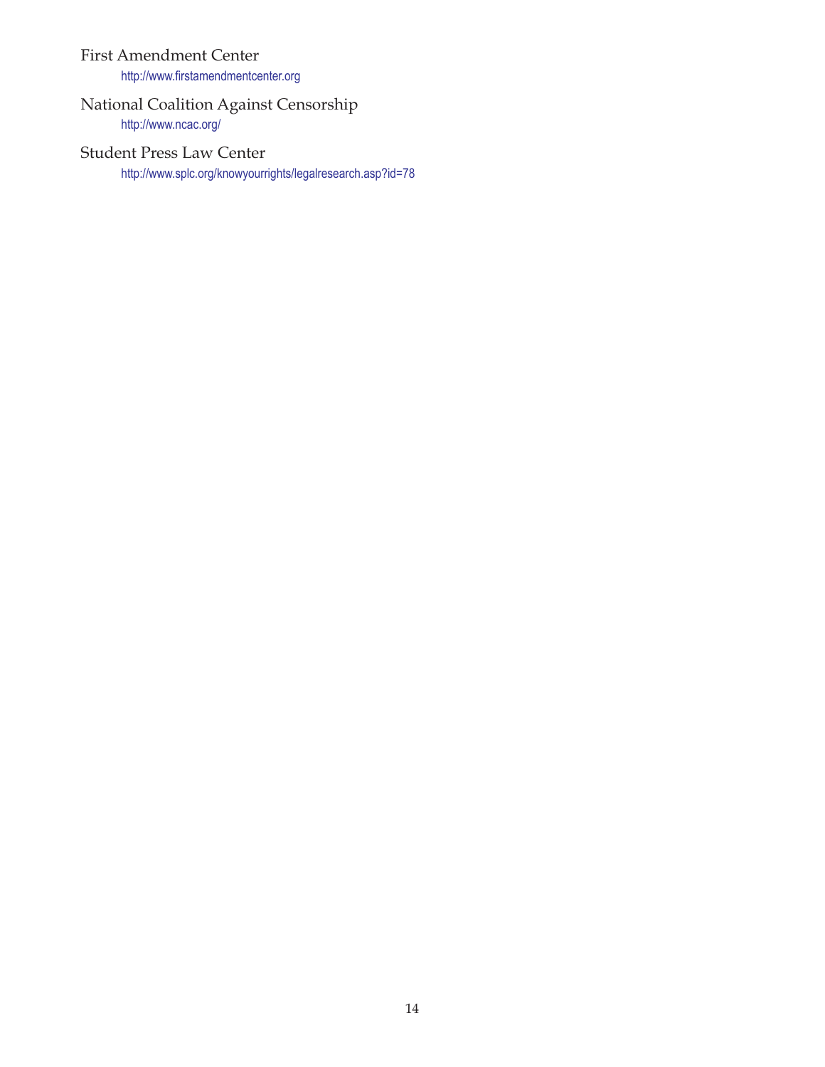First Amendment Center

http://www.firstamendmentcenter.org

National Coalition Against Censorship

http://www.ncac.org/

Student Press Law Center

http://www.splc.org/knowyourrights/legalresearch.asp?id=78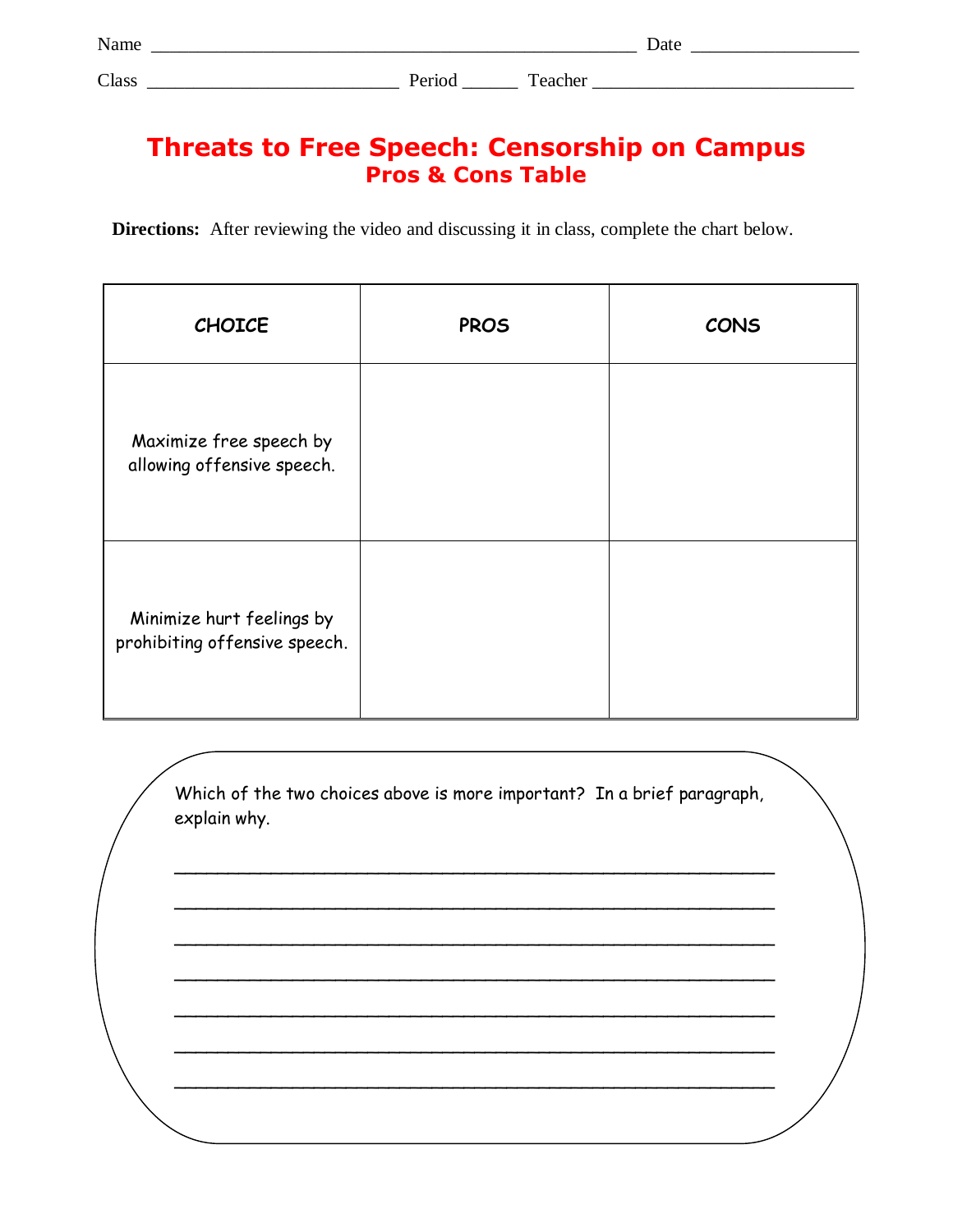Name ____________________________________________________ Date _________________

Class ___________________________ Period ______ Teacher ____________________________

# Threats to Free Speech: Censorship on Campus

## Pros & Cons Table

**Directions:** After reviewing the video and discussing it in class, complete the chart below.

| CHOICE | PROS | CONS |
|---|---|---|
| Maximize free speech by allowing offensive speech. | | |
| Minimize hurt feelings by prohibiting offensive speech. | | |

Which of the two choices above is more important? In a brief paragraph, explain why.

_______________________________________________________________

_______________________________________________________________

_______________________________________________________________

_______________________________________________________________

_______________________________________________________________

_______________________________________________________________

_______________________________________________________________